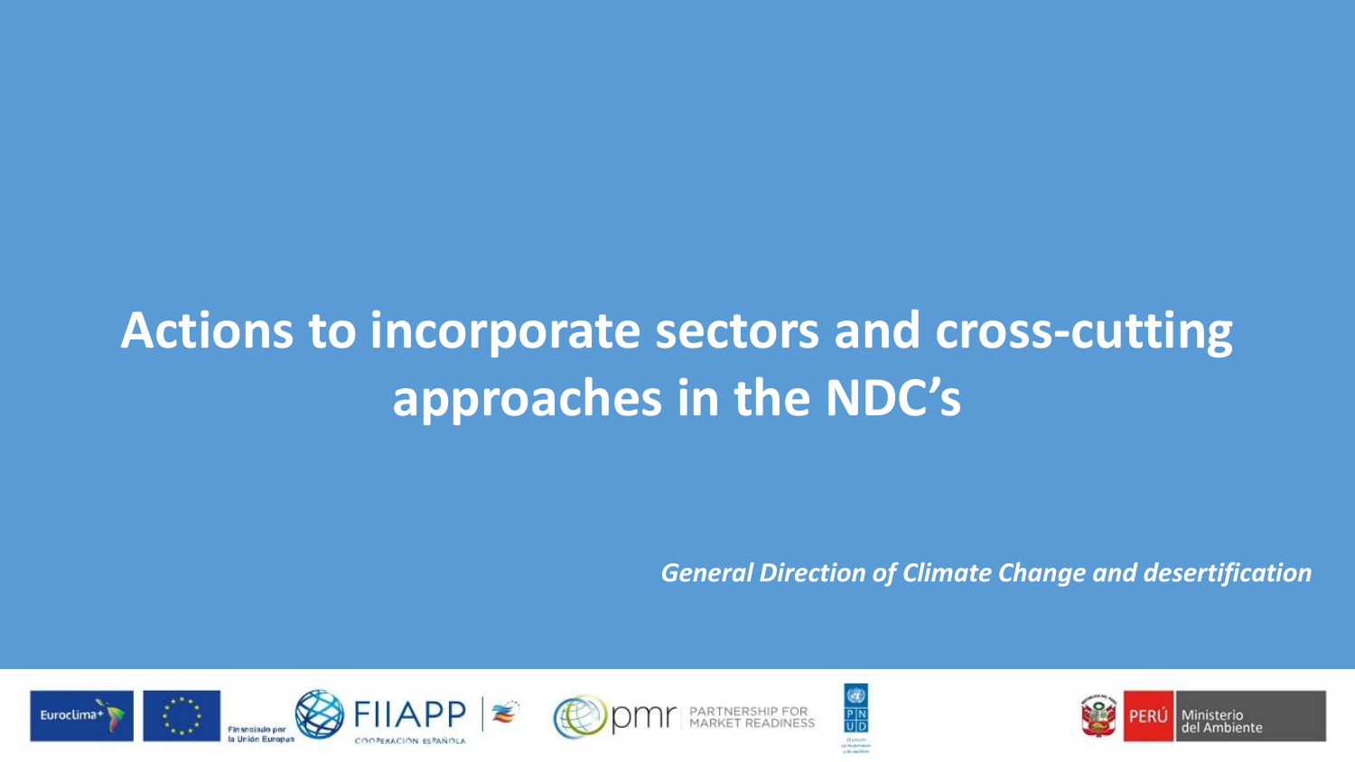# Actions to incorporate sectors and cross-cutting approaches in the NDC's

*General Direction of Climate Change and desertification*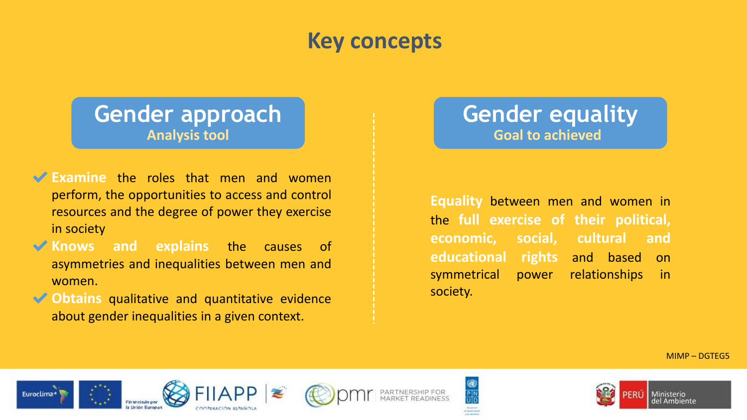# Key concepts

## Gender approach

**Analysis tool**

- **Examine** the roles that men and women perform, the opportunities to access and control resources and the degree of power they exercise in society
- **Knows and explains** the causes of asymmetries and inequalities between men and women.
- **Obtains** qualitative and quantitative evidence about gender inequalities in a given context.

## Gender equality

**Goal to achieved**

**Equality** between men and women in the **full exercise of their political, economic, social, cultural and educational rights** and based on symmetrical power relationships in society.

MIMP – DGTEG5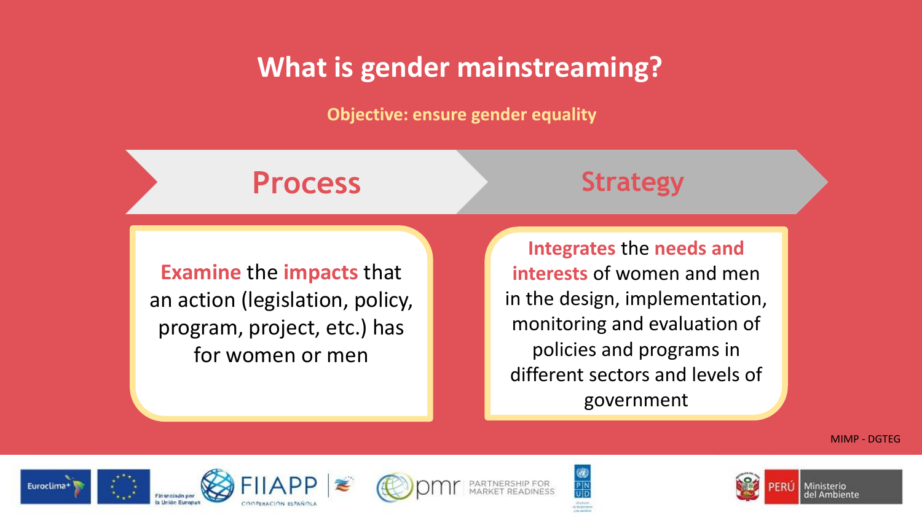# What is gender mainstreaming?

**Objective: ensure gender equality**

## Process

**Examine** the **impacts** that an action (legislation, policy, program, project, etc.) has for women or men

## Strategy

**Integrates** the **needs and interests** of women and men in the design, implementation, monitoring and evaluation of policies and programs in different sectors and levels of government

MIMP - DGTEG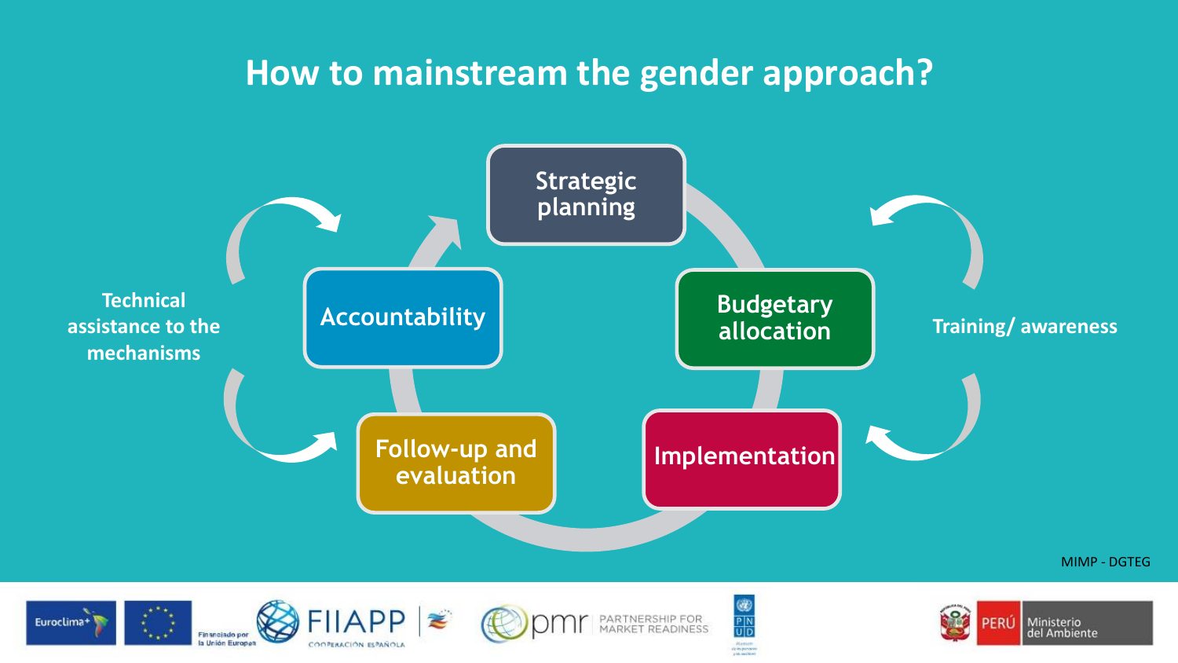# How to mainstream the gender approach?

- Strategic planning
- Budgetary allocation
- Implementation
- Follow-up and evaluation
- Accountability

Technical assistance to the mechanisms

Training/ awareness

MIMP - DGTEG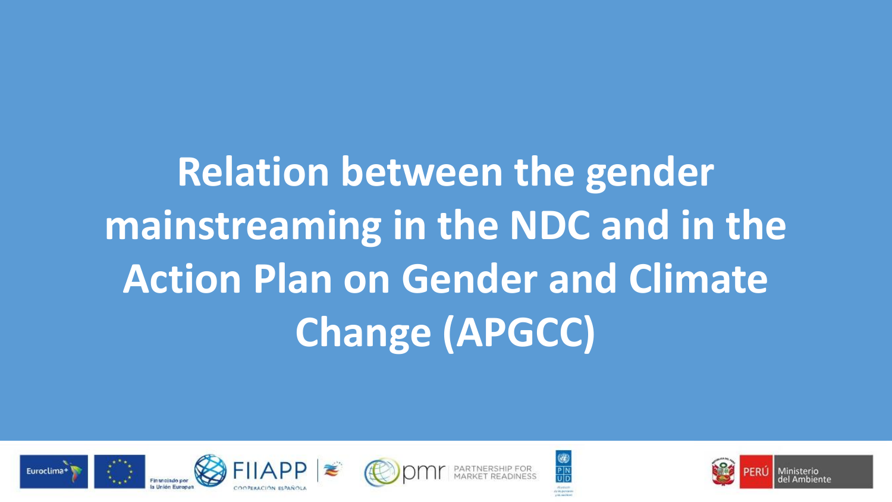# Relation between the gender mainstreaming in the NDC and in the Action Plan on Gender and Climate Change (APGCC)

Euroclima+ Financiado por la Unión Europea FIIAPP COOPERACIÓN ESPAÑOLA pmr PARTNERSHIP FOR MARKET READINESS PNUD PERÚ Ministerio del Ambiente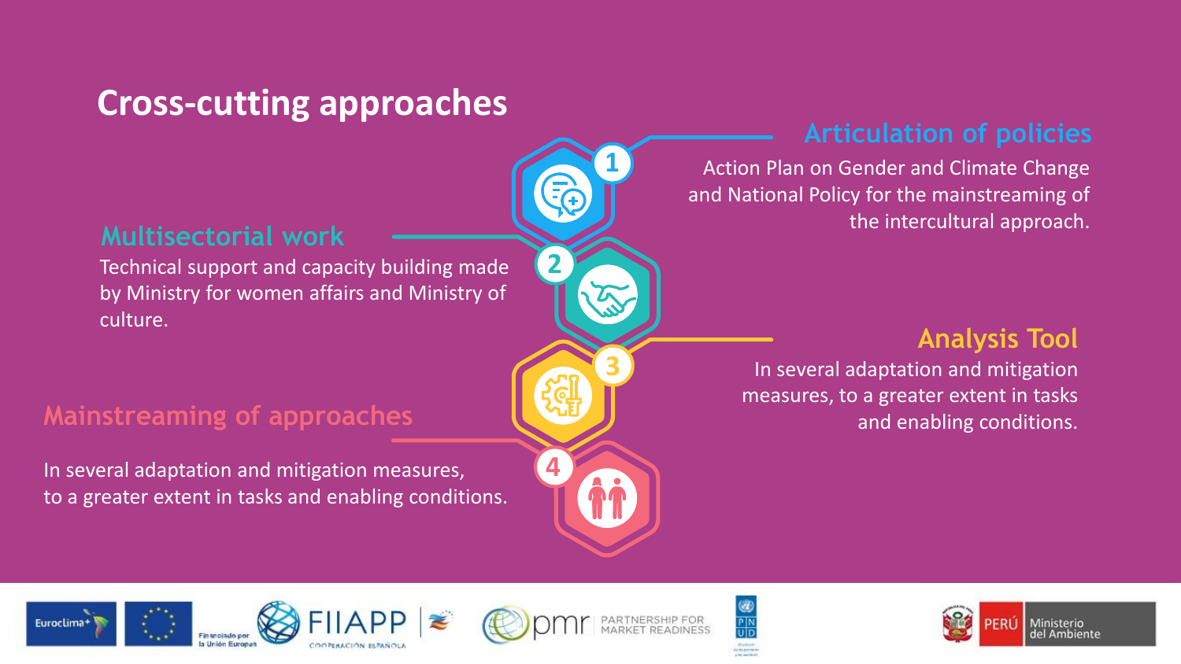# Cross-cutting approaches

## 1. Articulation of policies

Action Plan on Gender and Climate Change and National Policy for the mainstreaming of the intercultural approach.

## 2. Multisectorial work

Technical support and capacity building made by Ministry for women affairs and Ministry of culture.

## 3. Analysis Tool

In several adaptation and mitigation measures, to a greater extent in tasks and enabling conditions.

## 4. Mainstreaming of approaches

In several adaptation and mitigation measures, to a greater extent in tasks and enabling conditions.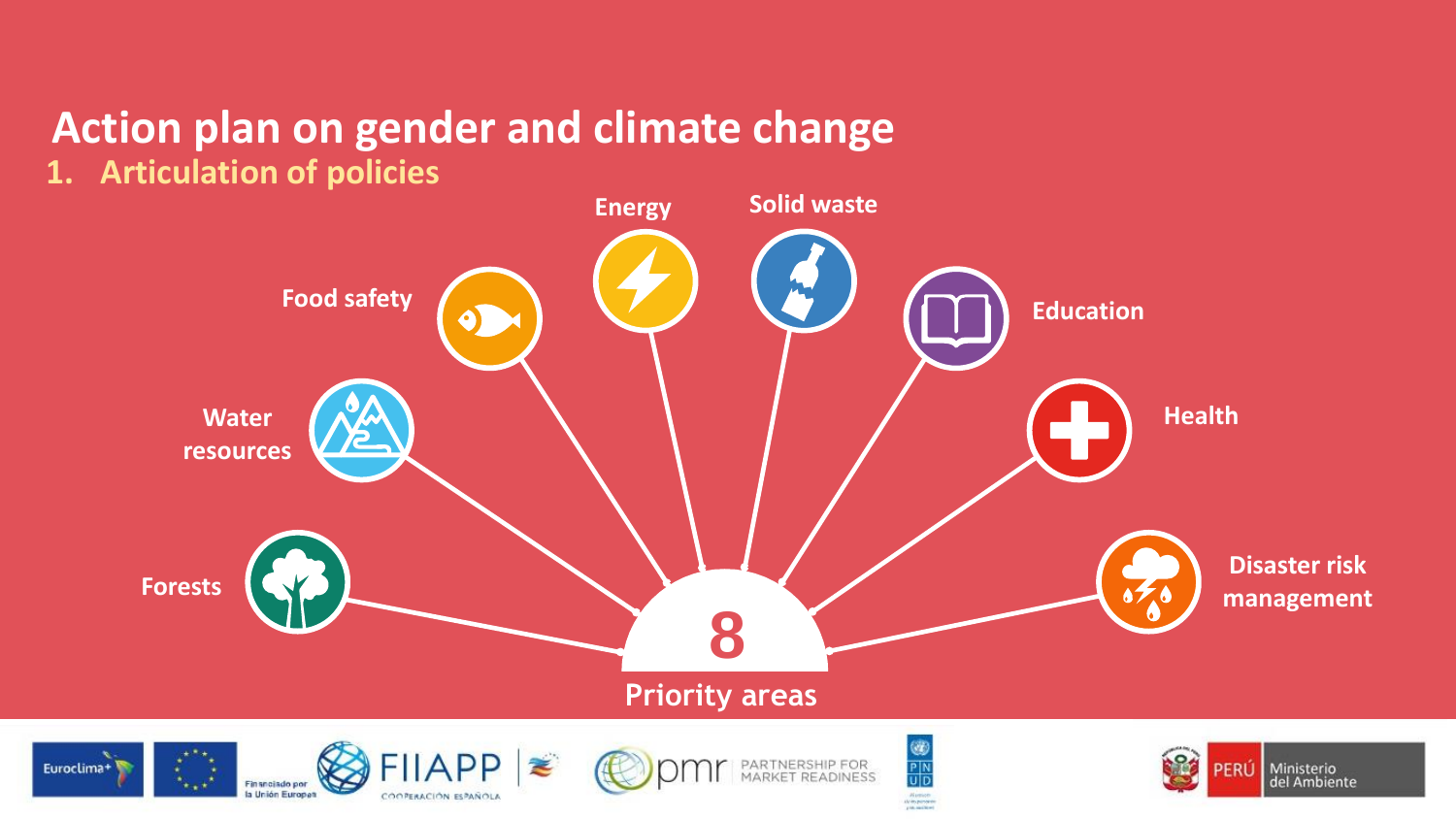# Action plan on gender and climate change

## 1. Articulation of policies

- Forests
- Water resources
- Food safety
- Energy
- Solid waste
- Education
- Health
- Disaster risk management

**8**

Priority areas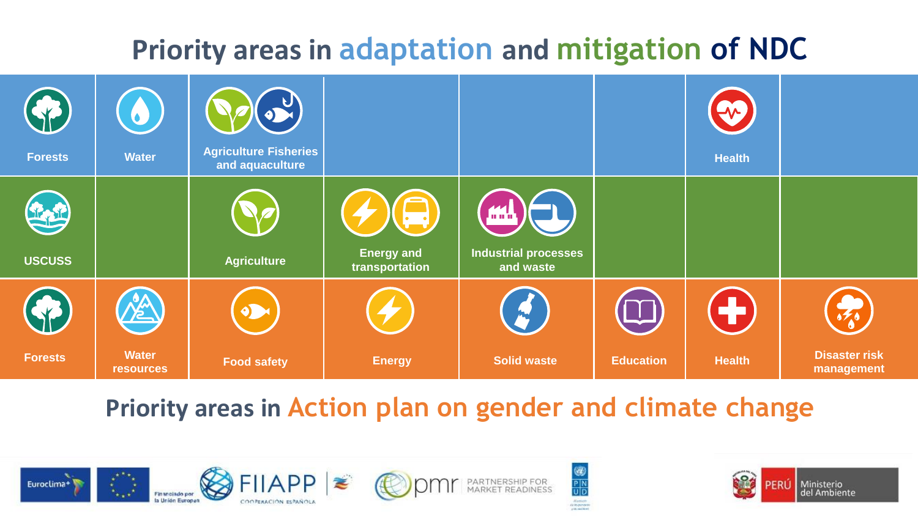# Priority areas in adaptation and mitigation of NDC

| | | | | | | | |
|---|---|---|---|---|---|---|---|
| Forests | Water | Agriculture Fisheries and aquaculture | | | | Health | |
| USCUSS | | Agriculture | Energy and transportation | Industrial processes and waste | | | |
| Forests | Water resources | Food safety | Energy | Solid waste | Education | Health | Disaster risk management |

## Priority areas in Action plan on gender and climate change

Euroclima+ Financiado por la Unión Europea FIIAPP COOPERACIÓN ESPAÑOLA pmr PARTNERSHIP FOR MARKET READINESS PNUD PERÚ Ministerio del Ambiente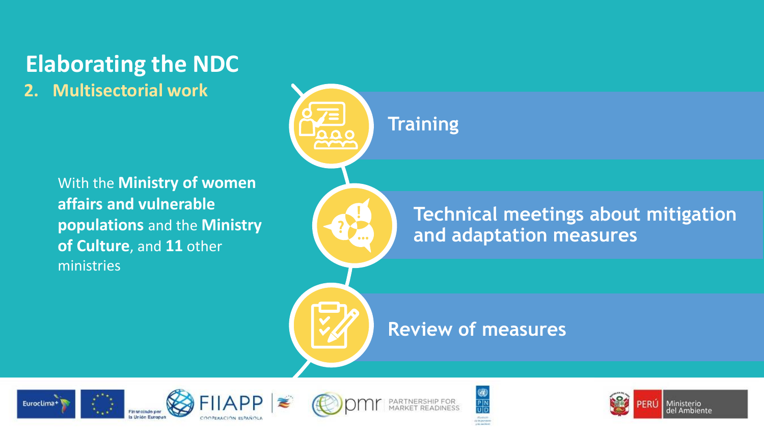# Elaborating the NDC

## 2. Multisectorial work

With the **Ministry of women affairs and vulnerable populations** and the **Ministry of Culture**, and **11** other ministries

- **Training**
- **Technical meetings about mitigation and adaptation measures**
- **Review of measures**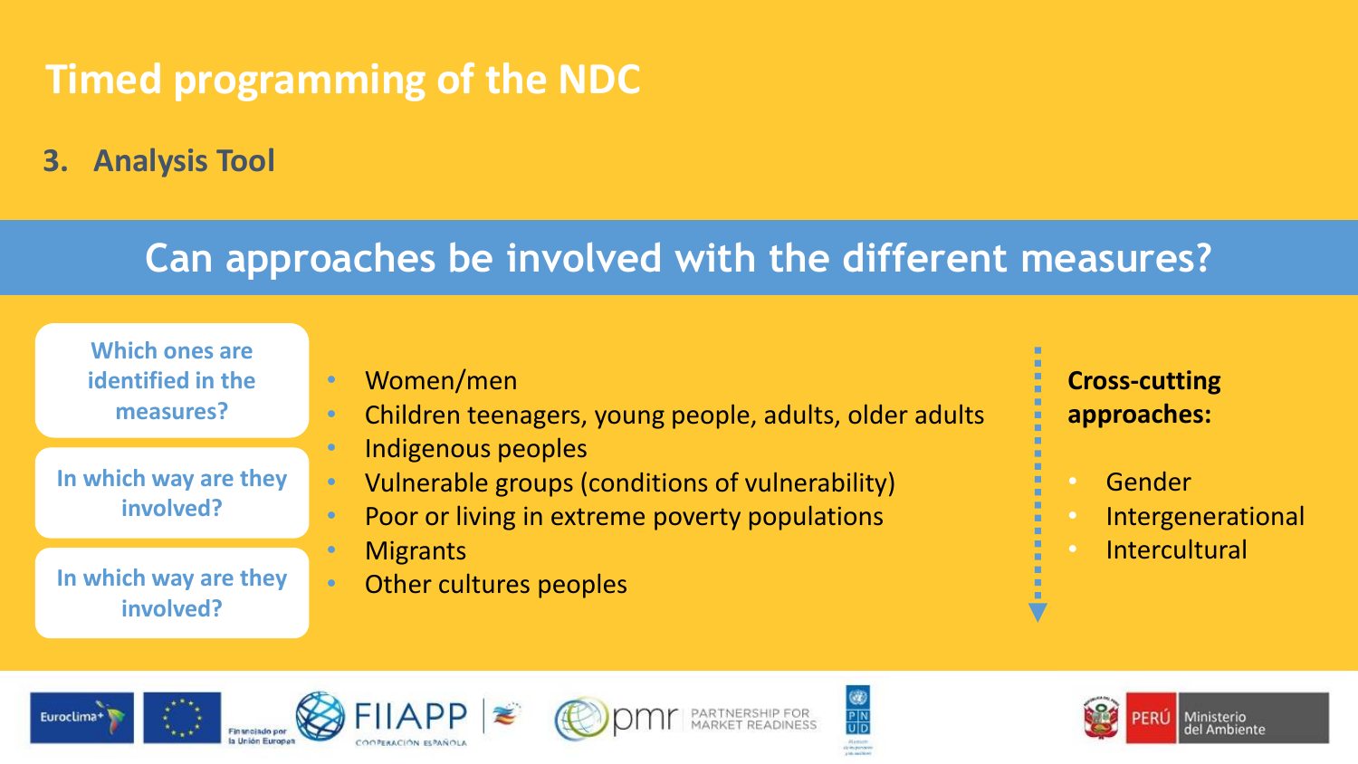# Timed programming of the NDC

## 3. Analysis Tool

## Can approaches be involved with the different measures?

**Which ones are identified in the measures?**

**In which way are they involved?**

**In which way are they involved?**

- Women/men
- Children teenagers, young people, adults, older adults
- Indigenous peoples
- Vulnerable groups (conditions of vulnerability)
- Poor or living in extreme poverty populations
- Migrants
- Other cultures peoples

**Cross-cutting approaches:**

- Gender
- Intergenerational
- Intercultural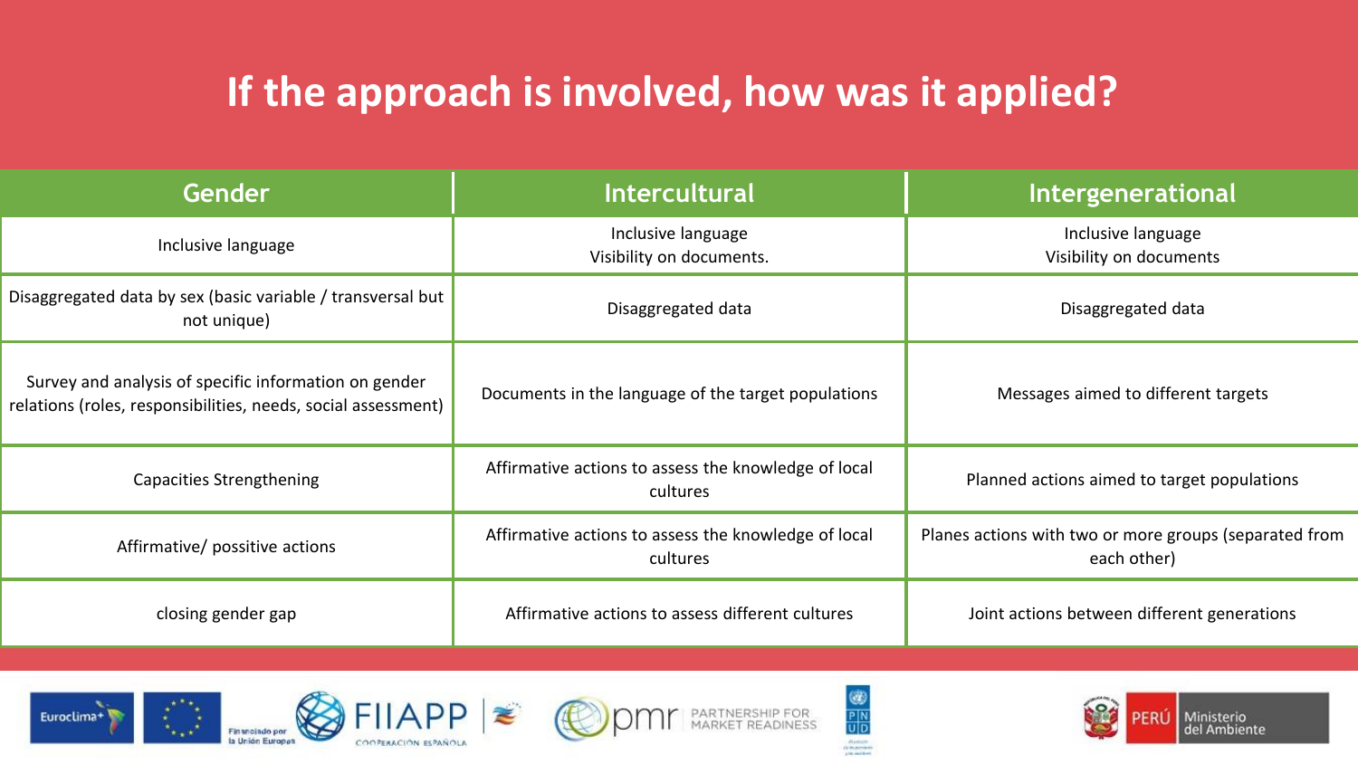# If the approach is involved, how was it applied?

| Gender | Intercultural | Intergenerational |
|---|---|---|
| Inclusive language | Inclusive language<br>Visibility on documents. | Inclusive language<br>Visibility on documents |
| Disaggregated data by sex (basic variable / transversal but not unique) | Disaggregated data | Disaggregated data |
| Survey and analysis of specific information on gender relations (roles, responsibilities, needs, social assessment) | Documents in the language of the target populations | Messages aimed to different targets |
| Capacities Strengthening | Affirmative actions to assess the knowledge of local cultures | Planned actions aimed to target populations |
| Affirmative/ possitive actions | Affirmative actions to assess the knowledge of local cultures | Planes actions with two or more groups (separated from each other) |
| closing gender gap | Affirmative actions to assess different cultures | Joint actions between different generations |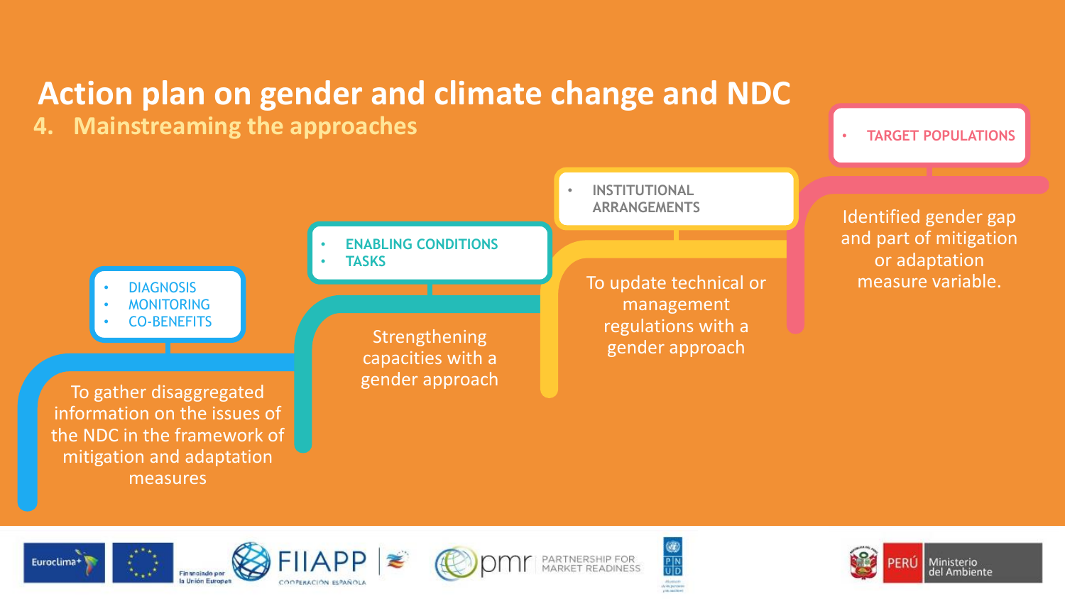# Action plan on gender and climate change and NDC

## 4. Mainstreaming the approaches

- DIAGNOSIS
- MONITORING
- CO-BENEFITS

To gather disaggregated information on the issues of the NDC in the framework of mitigation and adaptation measures

- ENABLING CONDITIONS
- TASKS

Strengthening capacities with a gender approach

- INSTITUTIONAL ARRANGEMENTS

To update technical or management regulations with a gender approach

- TARGET POPULATIONS

Identified gender gap and part of mitigation or adaptation measure variable.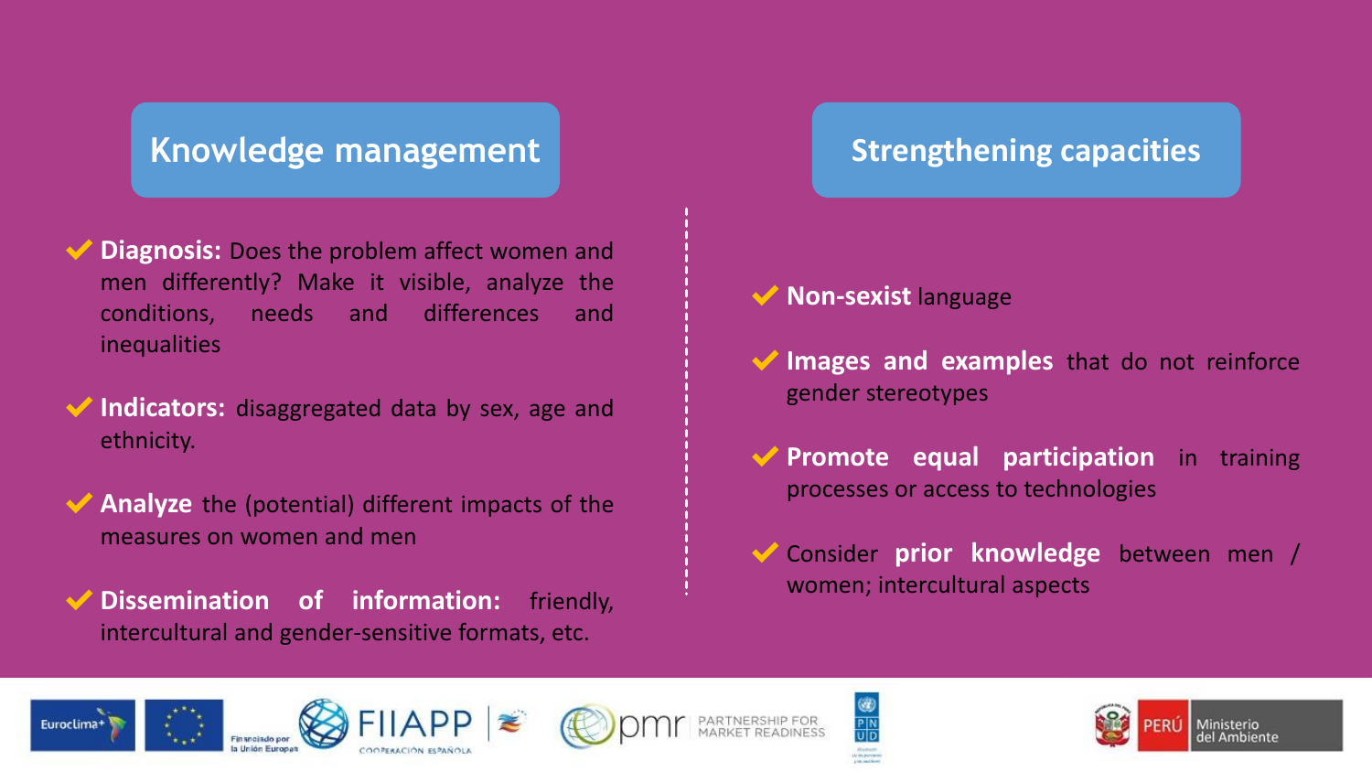## Knowledge management

- **Diagnosis:** Does the problem affect women and men differently? Make it visible, analyze the conditions, needs and differences and inequalities
- **Indicators:** disaggregated data by sex, age and ethnicity.
- **Analyze** the (potential) different impacts of the measures on women and men
- **Dissemination of information:** friendly, intercultural and gender-sensitive formats, etc.

## Strengthening capacities

- **Non-sexist** language
- **Images and examples** that do not reinforce gender stereotypes
- **Promote equal participation** in training processes or access to technologies
- Consider **prior knowledge** between men / women; intercultural aspects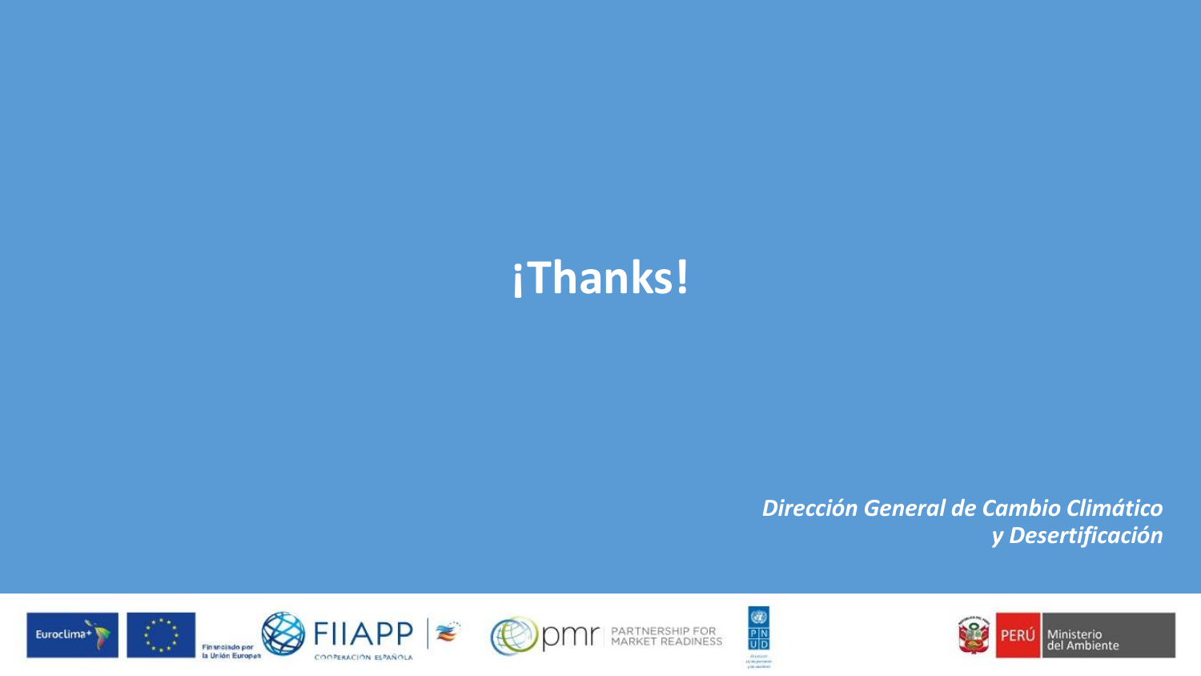# ¡Thanks!

***Dirección General de Cambio Climático y Desertificación***